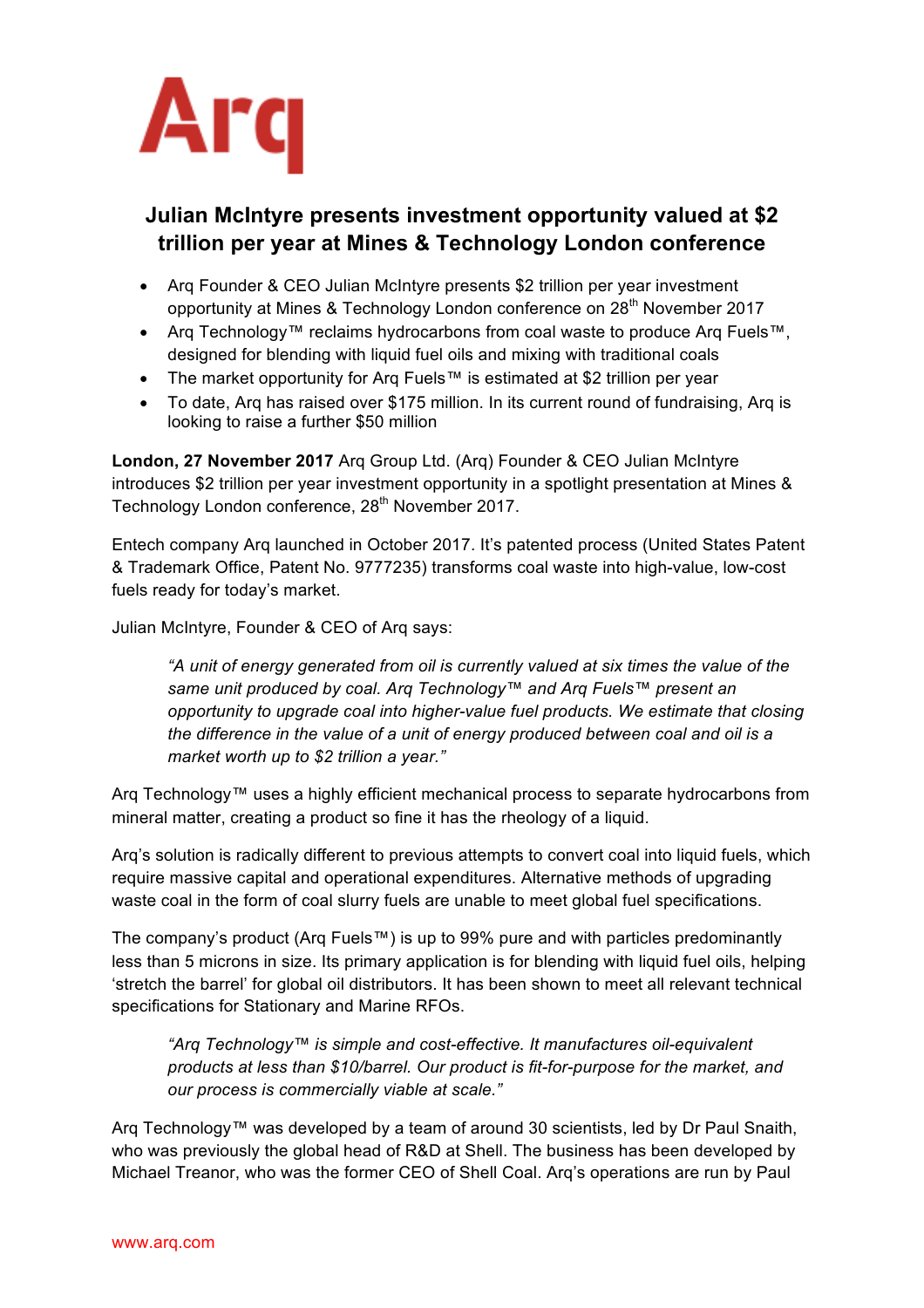# Arq

## Julian McIntyre presents investment opportunity valued at $2 trillion per year at Mines & Technology London conference

- Arq Founder & CEO Julian McIntyre presents $2 trillion per year investment opportunity at Mines & Technology London conference on 28th November 2017
- Arq Technology™ reclaims hydrocarbons from coal waste to produce Arq Fuels™, designed for blending with liquid fuel oils and mixing with traditional coals
- The market opportunity for Arq Fuels™ is estimated at $2 trillion per year
- To date, Arq has raised over $175 million. In its current round of fundraising, Arq is looking to raise a further $50 million

**London, 27 November 2017** Arq Group Ltd. (Arq) Founder & CEO Julian McIntyre introduces $2 trillion per year investment opportunity in a spotlight presentation at Mines & Technology London conference, 28th November 2017.

Entech company Arq launched in October 2017. It's patented process (United States Patent & Trademark Office, Patent No. 9777235) transforms coal waste into high-value, low-cost fuels ready for today's market.

Julian McIntyre, Founder & CEO of Arq says:

> *"A unit of energy generated from oil is currently valued at six times the value of the same unit produced by coal. Arq Technology™ and Arq Fuels™ present an opportunity to upgrade coal into higher-value fuel products. We estimate that closing the difference in the value of a unit of energy produced between coal and oil is a market worth up to $2 trillion a year."*

Arq Technology™ uses a highly efficient mechanical process to separate hydrocarbons from mineral matter, creating a product so fine it has the rheology of a liquid.

Arq's solution is radically different to previous attempts to convert coal into liquid fuels, which require massive capital and operational expenditures. Alternative methods of upgrading waste coal in the form of coal slurry fuels are unable to meet global fuel specifications.

The company's product (Arq Fuels™) is up to 99% pure and with particles predominantly less than 5 microns in size. Its primary application is for blending with liquid fuel oils, helping 'stretch the barrel' for global oil distributors. It has been shown to meet all relevant technical specifications for Stationary and Marine RFOs.

> *"Arq Technology™ is simple and cost-effective. It manufactures oil-equivalent products at less than $10/barrel. Our product is fit-for-purpose for the market, and our process is commercially viable at scale."*

Arq Technology™ was developed by a team of around 30 scientists, led by Dr Paul Snaith, who was previously the global head of R&D at Shell. The business has been developed by Michael Treanor, who was the former CEO of Shell Coal. Arq's operations are run by Paul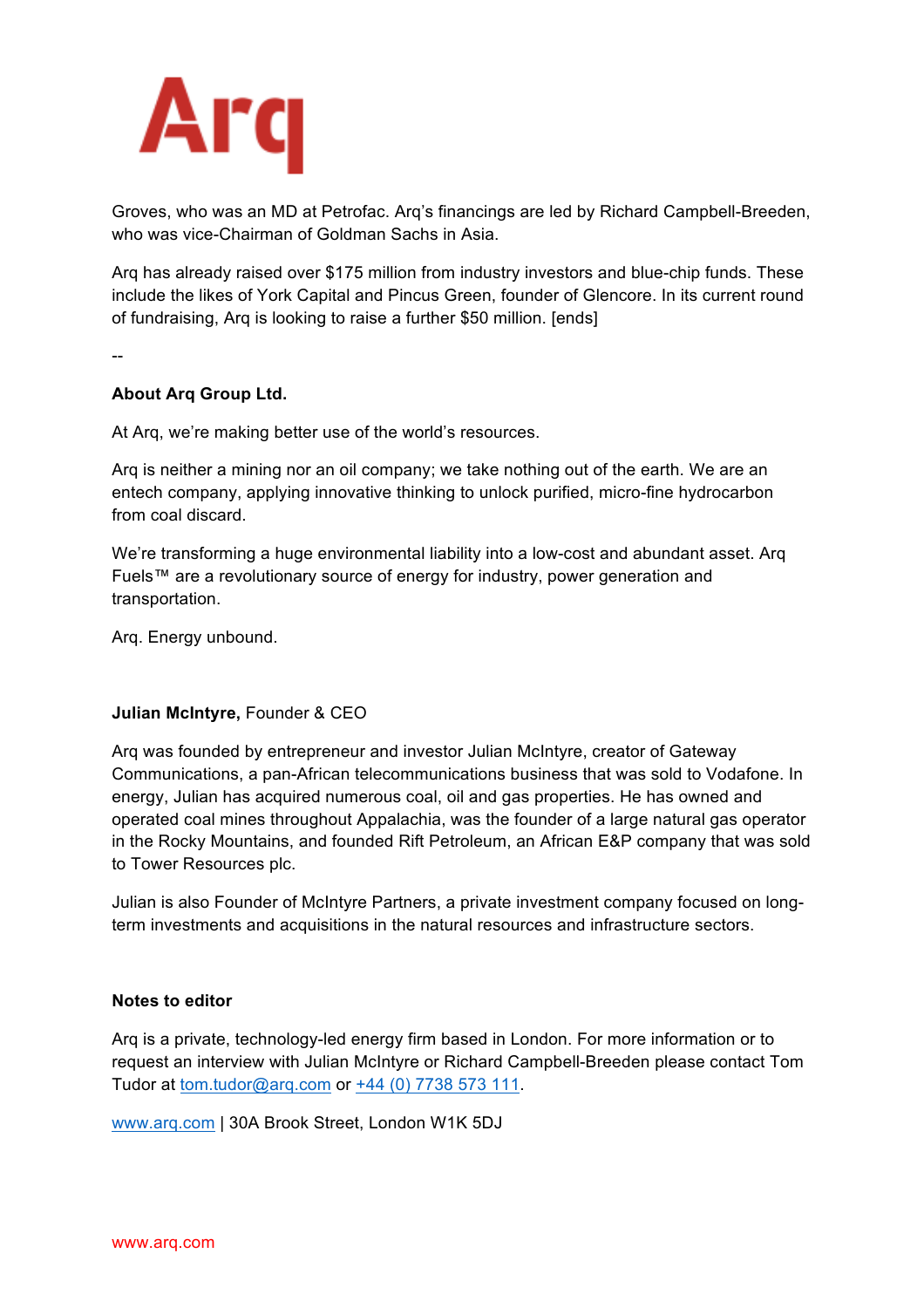Groves, who was an MD at Petrofac. Arq's financings are led by Richard Campbell-Breeden, who was vice-Chairman of Goldman Sachs in Asia.

Arq has already raised over $175 million from industry investors and blue-chip funds. These include the likes of York Capital and Pincus Green, founder of Glencore. In its current round of fundraising, Arq is looking to raise a further $50 million. [ends]

--

**About Arq Group Ltd.**

At Arq, we're making better use of the world's resources.

Arq is neither a mining nor an oil company; we take nothing out of the earth. We are an entech company, applying innovative thinking to unlock purified, micro-fine hydrocarbon from coal discard.

We're transforming a huge environmental liability into a low-cost and abundant asset. Arq Fuels™ are a revolutionary source of energy for industry, power generation and transportation.

Arq. Energy unbound.

**Julian McIntyre,** Founder & CEO

Arq was founded by entrepreneur and investor Julian McIntyre, creator of Gateway Communications, a pan-African telecommunications business that was sold to Vodafone. In energy, Julian has acquired numerous coal, oil and gas properties. He has owned and operated coal mines throughout Appalachia, was the founder of a large natural gas operator in the Rocky Mountains, and founded Rift Petroleum, an African E&P company that was sold to Tower Resources plc.

Julian is also Founder of McIntyre Partners, a private investment company focused on long-term investments and acquisitions in the natural resources and infrastructure sectors.

**Notes to editor**

Arq is a private, technology-led energy firm based in London. For more information or to request an interview with Julian McIntyre or Richard Campbell-Breeden please contact Tom Tudor at tom.tudor@arq.com or +44 (0) 7738 573 111.

www.arq.com | 30A Brook Street, London W1K 5DJ